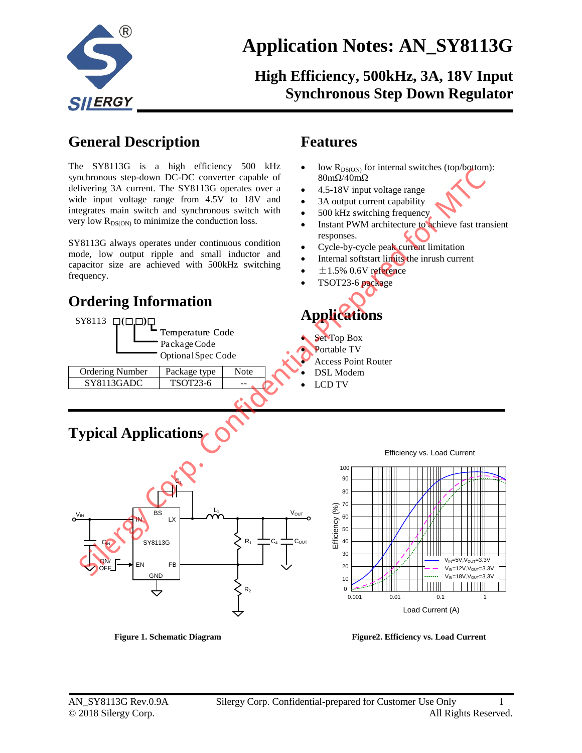# Application Notes: AN_SY8113G

## High Efficiency, 500kHz, 3A, 18V Input Synchronous Step Down Regulator

## General Description

The SY8113G is a high efficiency 500 kHz synchronous step-down DC-DC converter capable of delivering 3A current. The SY8113G operates over a wide input voltage range from 4.5V to 18V and integrates main switch and synchronous switch with very low $R_{DS(ON)}$ to minimize the conduction loss.

SY8113G always operates under continuous condition mode, low output ripple and small inductor and capacitor size are achieved with 500kHz switching frequency.

## Features

- low $R_{DS(ON)}$ for internal switches (top/bottom): 80mΩ/40mΩ
- 4.5-18V input voltage range
- 3A output current capability
- 500 kHz switching frequency
- Instant PWM architecture to achieve fast transient responses.
- Cycle-by-cycle peak current limitation
- Internal softstart limits the inrush current
- ±1.5% 0.6V reference
- TSOT23-6 package

## Ordering Information

SY8113 □(□□)□

- Temperature Code
- Package Code
- Optional Spec Code

| Ordering Number | Package type | Note |
|---|---|---|
| SY8113GADC | TSOT23-6 | -- |

## Applications

- Set Top Box
- Portable TV
- Access Point Router
- DSL Modem
- LCD TV

## Typical Applications

$V_{IN}$, $C_{IN}$, ON/OFF, IN, BS, LX, EN, FB, GND, SY8113G, $C_1$, $L_1$, $R_1$, $R_2$, $C_4$, $C_{OUT}$, $V_{OUT}$

**Figure 1. Schematic Diagram**

Efficiency vs. Load Current

Efficiency (%)

100, 90, 80, 70, 60, 50, 40, 30, 20, 10, 0

Load Current (A)

0.001, 0.01, 0.1, 1

$V_{IN}$=5V,$V_{OUT}$=3.3V

$V_{IN}$=12V,$V_{OUT}$=3.3V

$V_{IN}$=18V,$V_{OUT}$=3.3V

**Figure2. Efficiency vs. Load Current**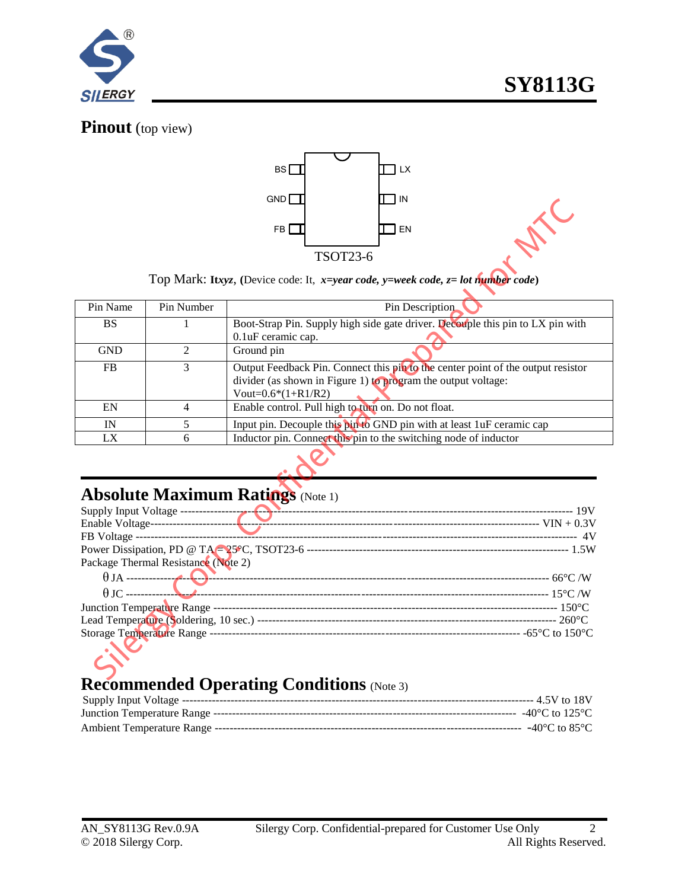## Pinout (top view)

BS
GND
FB
LX
IN
EN

TSOT23-6

Top Mark: **Itxyz**, **(**Device code: It, ***x=year code, y=week code, z= lot number code*****)**

| Pin Name | Pin Number | Pin Description |
|---|---|---|
| BS | 1 | Boot-Strap Pin. Supply high side gate driver. Decouple this pin to LX pin with 0.1uF ceramic cap. |
| GND | 2 | Ground pin |
| FB | 3 | Output Feedback Pin. Connect this pin to the center point of the output resistor divider (as shown in Figure 1) to program the output voltage: Vout=0.6*(1+R1/R2) |
| EN | 4 | Enable control. Pull high to turn on. Do not float. |
| IN | 5 | Input pin. Decouple this pin to GND pin with at least 1uF ceramic cap |
| LX | 6 | Inductor pin. Connect this pin to the switching node of inductor |

## Absolute Maximum Ratings (Note 1)

Supply Input Voltage ------------------------------------------------------------------------------------------------ 19V
Enable Voltage------------------------------------------------------------------------------------------------ VIN + 0.3V
FB Voltage ------------------------------------------------------------------------------------------------------ 4V
Power Dissipation, PD @ TA = 25°C, TSOT23-6 ------------------------------------------------------------------ 1.5W
Package Thermal Resistance (Note 2)
  θ JA ------------------------------------------------------------------------------------------------ 66°C /W
  θ JC ------------------------------------------------------------------------------------------------ 15°C /W
Junction Temperature Range ------------------------------------------------------------------------------ 150°C
Lead Temperature (Soldering, 10 sec.) ----------------------------------------------------------------- 260°C
Storage Temperature Range ------------------------------------------------------------------------ -65°C to 150°C

## Recommended Operating Conditions (Note 3)

Supply Input Voltage ------------------------------------------------------------------------------- 4.5V to 18V
Junction Temperature Range ------------------------------------------------------------------ -40°C to 125°C
Ambient Temperature Range ------------------------------------------------------------------- -40°C to 85°C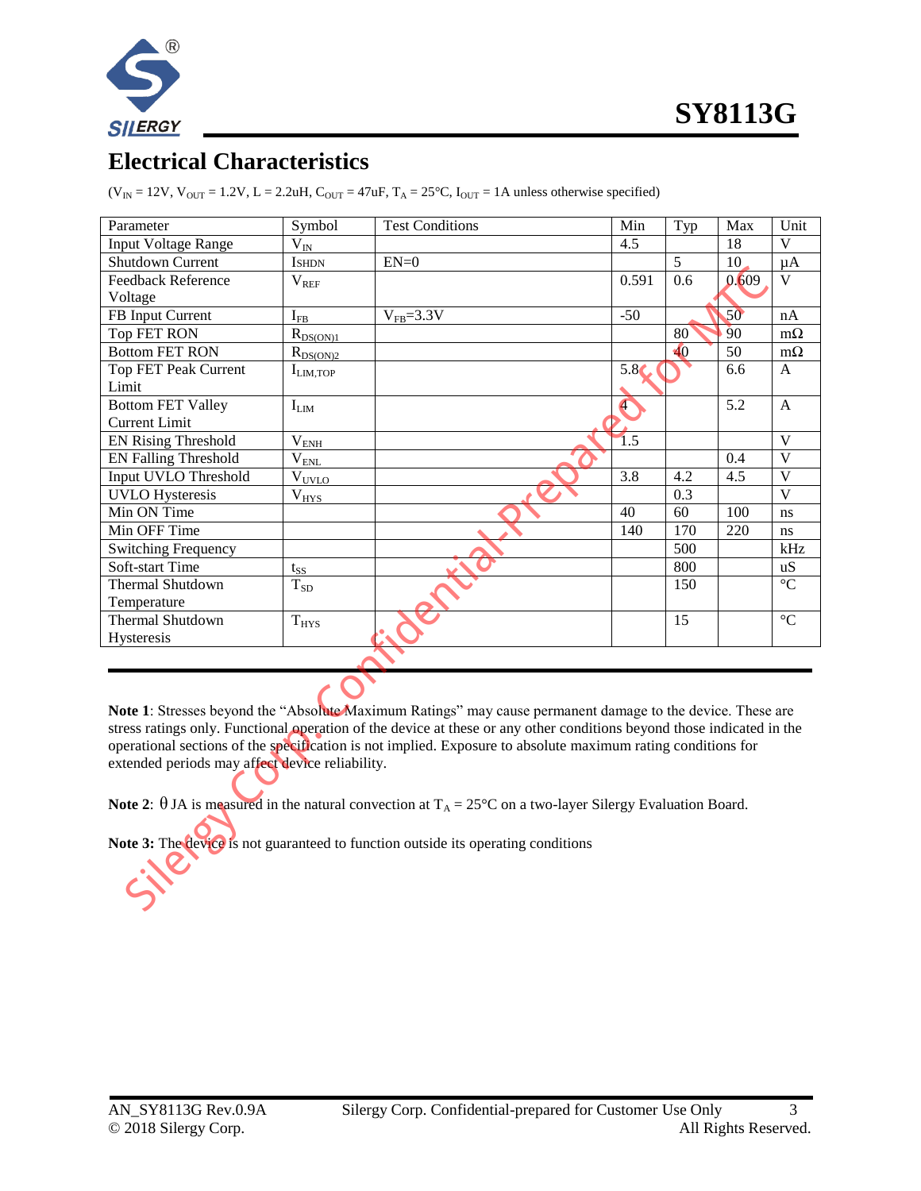## Electrical Characteristics

($V_{IN}$ = 12V, $V_{OUT}$ = 1.2V, L = 2.2uH, $C_{OUT}$ = 47uF, $T_A$ = 25°C, $I_{OUT}$ = 1A unless otherwise specified)

| Parameter | Symbol | Test Conditions | Min | Typ | Max | Unit |
|---|---|---|---|---|---|---|
| Input Voltage Range | $V_{IN}$ | | 4.5 | | 18 | V |
| Shutdown Current | $I_{SHDN}$ | EN=0 | | 5 | 10 | μA |
| Feedback Reference Voltage | $V_{REF}$ | | 0.591 | 0.6 | 0.609 | V |
| FB Input Current | $I_{FB}$ | $V_{FB}$=3.3V | -50 | | 50 | nA |
| Top FET RON | $R_{DS(ON)1}$ | | | 80 | 90 | mΩ |
| Bottom FET RON | $R_{DS(ON)2}$ | | | 40 | 50 | mΩ |
| Top FET Peak Current Limit | $I_{LIM,TOP}$ | | 5.8 | | 6.6 | A |
| Bottom FET Valley Current Limit | $I_{LIM}$ | | 4 | | 5.2 | A |
| EN Rising Threshold | $V_{ENH}$ | | 1.5 | | | V |
| EN Falling Threshold | $V_{ENL}$ | | | | 0.4 | V |
| Input UVLO Threshold | $V_{UVLO}$ | | 3.8 | 4.2 | 4.5 | V |
| UVLO Hysteresis | $V_{HYS}$ | | | 0.3 | | V |
| Min ON Time | | | 40 | 60 | 100 | ns |
| Min OFF Time | | | 140 | 170 | 220 | ns |
| Switching Frequency | | | | 500 | | kHz |
| Soft-start Time | $t_{SS}$ | | | 800 | | uS |
| Thermal Shutdown Temperature | $T_{SD}$ | | | 150 | | °C |
| Thermal Shutdown Hysteresis | $T_{HYS}$ | | | 15 | | °C |

**Note 1**: Stresses beyond the "Absolute Maximum Ratings" may cause permanent damage to the device. These are stress ratings only. Functional operation of the device at these or any other conditions beyond those indicated in the operational sections of the specification is not implied. Exposure to absolute maximum rating conditions for extended periods may affect device reliability.

**Note 2**: θJA is measured in the natural convection at $T_A$ = 25°C on a two-layer Silergy Evaluation Board.

**Note 3:** The device is not guaranteed to function outside its operating conditions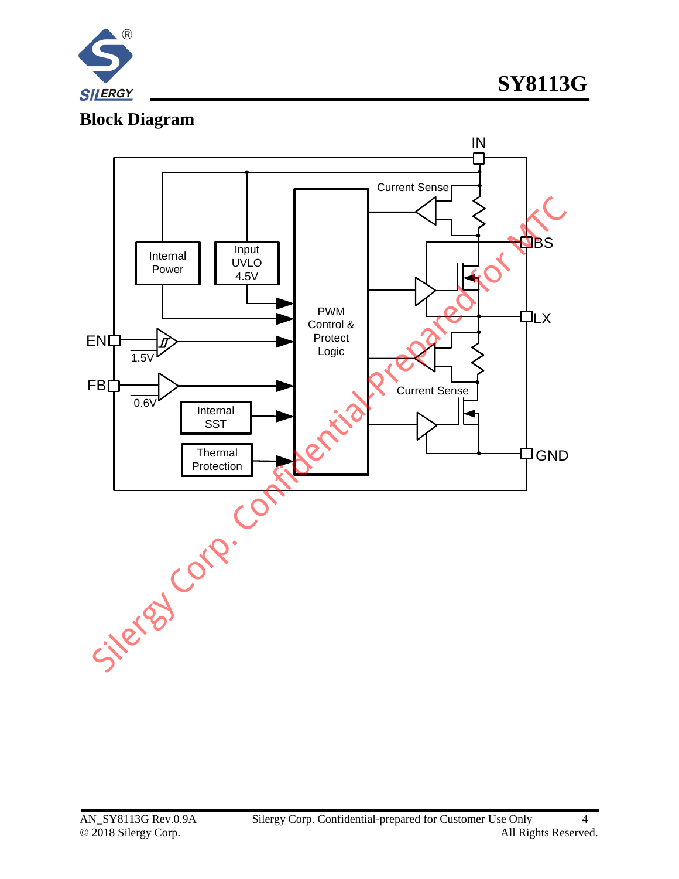## Block Diagram

IN

Current Sense

BS

Internal Power

Input UVLO 4.5V

LX

PWM Control & Protect Logic

EN

1.5V

FB

0.6V

Current Sense

Internal SST

Thermal Protection

GND

Silergy Corp. Confidential-Prepared for MTC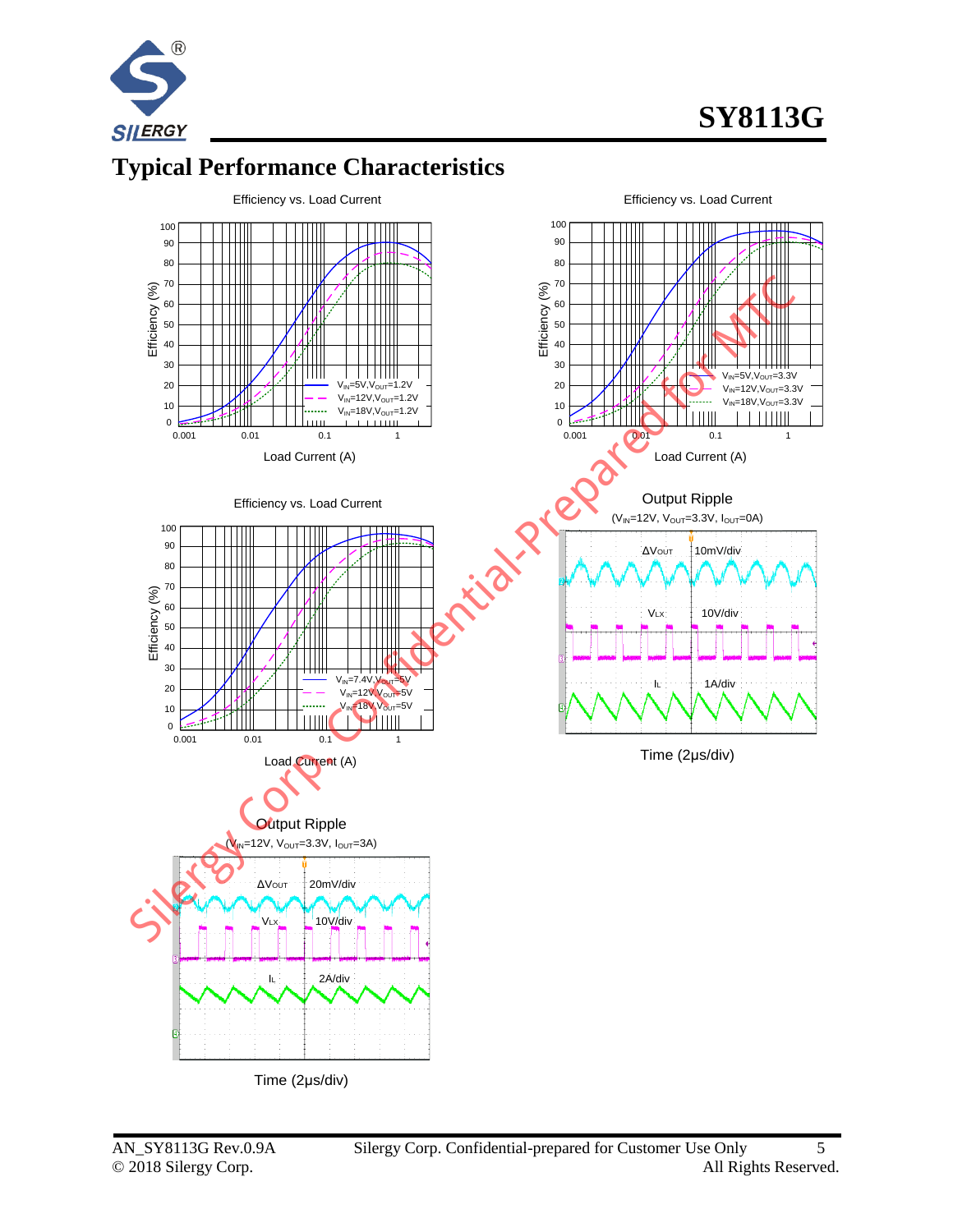## Typical Performance Characteristics

Efficiency vs. Load Current

Efficiency (%)

100
90
80
70
60
50
40
30
20
10
0

0.001 0.01 0.1 1

Load Current (A)

$V_{IN}$=5V,$V_{OUT}$=1.2V
$V_{IN}$=12V,$V_{OUT}$=1.2V
$V_{IN}$=18V,$V_{OUT}$=1.2V

Efficiency vs. Load Current

Efficiency (%)

100
90
80
70
60
50
40
30
20
10
0

0.001 0.01 0.1 1

Load Current (A)

$V_{IN}$=5V,$V_{OUT}$=3.3V
$V_{IN}$=12V,$V_{OUT}$=3.3V
$V_{IN}$=18V,$V_{OUT}$=3.3V

Efficiency vs. Load Current

Efficiency (%)

100
90
80
70
60
50
40
30
20
10
0

0.001 0.01 0.1 1

Load Current (A)

$V_{IN}$=7.4V,$V_{OUT}$=5V
$V_{IN}$=12V,$V_{OUT}$=5V
$V_{IN}$=18V,$V_{OUT}$=5V

Output Ripple

($V_{IN}$=12V, $V_{OUT}$=3.3V, $I_{OUT}$=0A)

$\Delta V_{OUT}$ 10mV/div

$V_{LX}$ 10V/div

$I_L$ 1A/div

Time (2μs/div)

Output Ripple

($V_{IN}$=12V, $V_{OUT}$=3.3V, $I_{OUT}$=3A)

$\Delta V_{OUT}$ 20mV/div

$V_{LX}$ 10V/div

$I_L$ 2A/div

Time (2μs/div)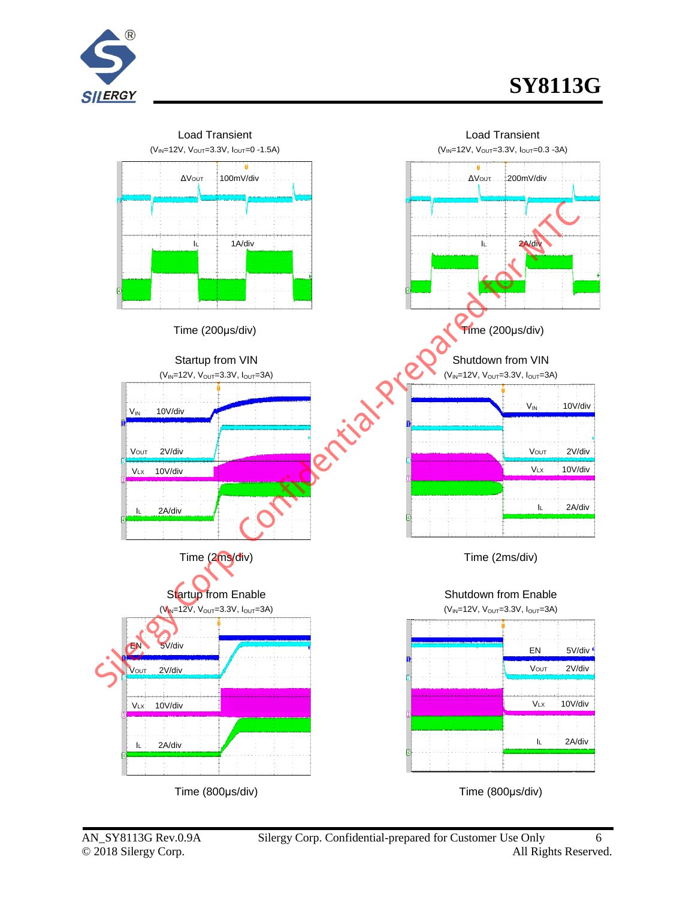Load Transient

($V_{IN}$=12V, $V_{OUT}$=3.3V, $I_{OUT}$=0 -1.5A)

$\Delta V_{OUT}$ 100mV/div

$I_L$ 1A/div

Time (200μs/div)

Load Transient

($V_{IN}$=12V, $V_{OUT}$=3.3V, $I_{OUT}$=0.3 -3A)

$\Delta V_{OUT}$ 200mV/div

$I_L$ 2A/div

Time (200μs/div)

Startup from VIN

($V_{IN}$=12V, $V_{OUT}$=3.3V, $I_{OUT}$=3A)

$V_{IN}$ 10V/div

$V_{OUT}$ 2V/div

$V_{LX}$ 10V/div

$I_L$ 2A/div

Time (2ms/div)

Shutdown from VIN

($V_{IN}$=12V, $V_{OUT}$=3.3V, $I_{OUT}$=3A)

$V_{IN}$ 10V/div

$V_{OUT}$ 2V/div

$V_{LX}$ 10V/div

$I_L$ 2A/div

Time (2ms/div)

Startup from Enable

($V_{IN}$=12V, $V_{OUT}$=3.3V, $I_{OUT}$=3A)

EN 5V/div

$V_{OUT}$ 2V/div

$V_{LX}$ 10V/div

$I_L$ 2A/div

Time (800μs/div)

Shutdown from Enable

($V_{IN}$=12V, $V_{OUT}$=3.3V, $I_{OUT}$=3A)

EN 5V/div

$V_{OUT}$ 2V/div

$V_{LX}$ 10V/div

$I_L$ 2A/div

Time (800μs/div)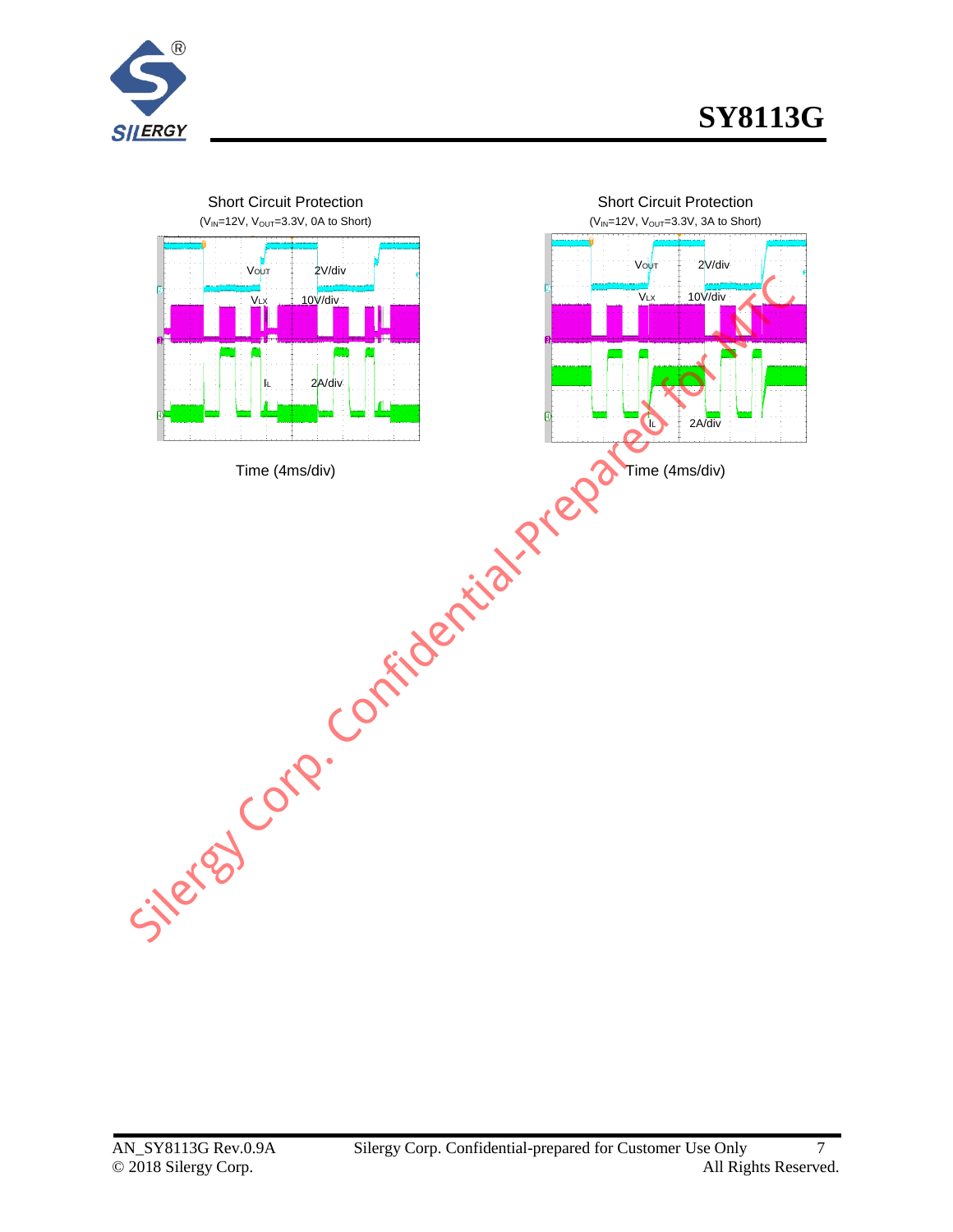Short Circuit Protection

($V_{IN}$=12V, $V_{OUT}$=3.3V, 0A to Short)

$V_{OUT}$ 2V/div

$V_{LX}$ 10V/div

$I_L$ 2A/div

Time (4ms/div)

Short Circuit Protection

($V_{IN}$=12V, $V_{OUT}$=3.3V, 3A to Short)

$V_{OUT}$ 2V/div

$V_{LX}$ 10V/div

$I_L$ 2A/div

Time (4ms/div)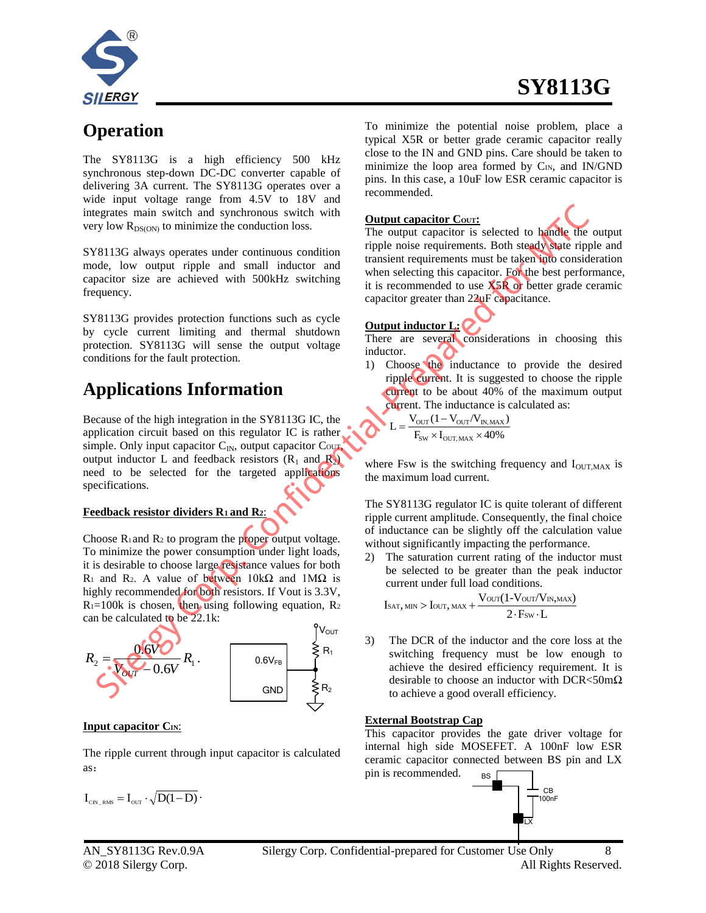## Operation

The SY8113G is a high efficiency 500 kHz synchronous step-down DC-DC converter capable of delivering 3A current. The SY8113G operates over a wide input voltage range from 4.5V to 18V and integrates main switch and synchronous switch with very low $R_{DS(ON)}$ to minimize the conduction loss.

SY8113G always operates under continuous condition mode, low output ripple and small inductor and capacitor size are achieved with 500kHz switching frequency.

SY8113G provides protection functions such as cycle by cycle current limiting and thermal shutdown protection. SY8113G will sense the output voltage conditions for the fault protection.

## Applications Information

Because of the high integration in the SY8113G IC, the application circuit based on this regulator IC is rather simple. Only input capacitor $C_{IN}$, output capacitor $C_{OUT}$, output inductor L and feedback resistors ($R_1$ and $R_2$) need to be selected for the targeted applications specifications.

**Feedback resistor dividers $R_1$ and $R_2$:**

Choose $R_1$ and $R_2$ to program the proper output voltage. To minimize the power consumption under light loads, it is desirable to choose large resistance values for both $R_1$ and $R_2$. A value of between 10kΩ and 1MΩ is highly recommended for both resistors. If Vout is 3.3V, $R_1$=100k is chosen, then using following equation, $R_2$ can be calculated to be 22.1k:

$$R_2 = \frac{0.6V}{V_{OUT} - 0.6V} R_1.$$

(Diagram: 0.6V FB, GND; $V_{OUT}$ – $R_1$ – FB – $R_2$ – ground)

**Input capacitor $C_{IN}$:**

The ripple current through input capacitor is calculated as:

$$I_{CIN\_RMS} = I_{OUT} \cdot \sqrt{D(1-D)}.$$

To minimize the potential noise problem, place a typical X5R or better grade ceramic capacitor really close to the IN and GND pins. Care should be taken to minimize the loop area formed by $C_{IN}$, and IN/GND pins. In this case, a 10uF low ESR ceramic capacitor is recommended.

**Output capacitor $C_{OUT}$:**

The output capacitor is selected to handle the output ripple noise requirements. Both steady state ripple and transient requirements must be taken into consideration when selecting this capacitor. For the best performance, it is recommended to use X5R or better grade ceramic capacitor greater than 22uF capacitance.

**Output inductor L:**

There are several considerations in choosing this inductor.

1) Choose the inductance to provide the desired ripple current. It is suggested to choose the ripple current to be about 40% of the maximum output current. The inductance is calculated as:

$$L = \frac{V_{OUT}(1 - V_{OUT}/V_{IN,MAX})}{F_{SW} \times I_{OUT,MAX} \times 40\%}$$

where Fsw is the switching frequency and $I_{OUT,MAX}$ is the maximum load current.

The SY8113G regulator IC is quite tolerant of different ripple current amplitude. Consequently, the final choice of inductance can be slightly off the calculation value without significantly impacting the performance.

2) The saturation current rating of the inductor must be selected to be greater than the peak inductor current under full load conditions.

$$I_{SAT,MIN} > I_{OUT,MAX} + \frac{V_{OUT}(1 - V_{OUT}/V_{IN,MAX})}{2 \cdot F_{SW} \cdot L}$$

3) The DCR of the inductor and the core loss at the switching frequency must be low enough to achieve the desired efficiency requirement. It is desirable to choose an inductor with DCR<50mΩ to achieve a good overall efficiency.

**External Bootstrap Cap**

This capacitor provides the gate driver voltage for internal high side MOSEFET. A 100nF low ESR ceramic capacitor connected between BS pin and LX pin is recommended.

(Diagram: BS – CB 100nF – LX)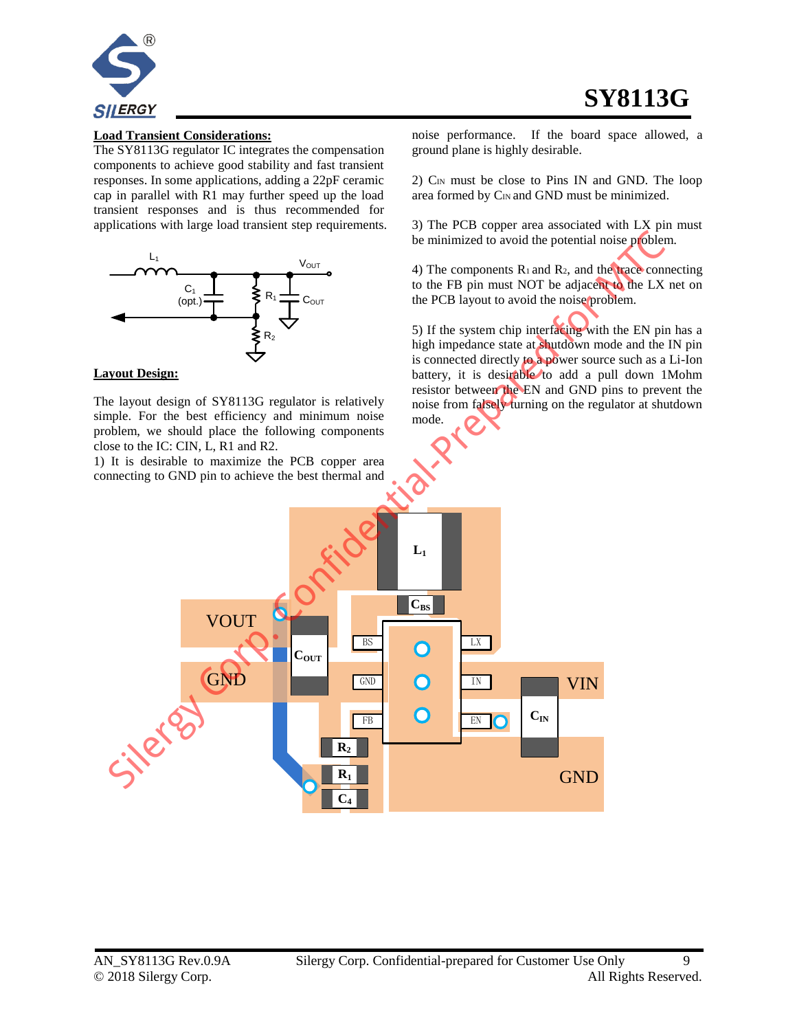## Load Transient Considerations:

The SY8113G regulator IC integrates the compensation components to achieve good stability and fast transient responses. In some applications, adding a 22pF ceramic cap in parallel with R1 may further speed up the load transient responses and is thus recommended for applications with large load transient step requirements.

L1
VOUT
C1
(opt.)
R1
COUT
R2

## Layout Design:

The layout design of SY8113G regulator is relatively simple. For the best efficiency and minimum noise problem, we should place the following components close to the IC: CIN, L, R1 and R2.

1) It is desirable to maximize the PCB copper area connecting to GND pin to achieve the best thermal and noise performance. If the board space allowed, a ground plane is highly desirable.

2) $C_{IN}$ must be close to Pins IN and GND. The loop area formed by $C_{IN}$ and GND must be minimized.

3) The PCB copper area associated with LX pin must be minimized to avoid the potential noise problem.

4) The components $R_1$ and $R_2$, and the trace connecting to the FB pin must NOT be adjacent to the LX net on the PCB layout to avoid the noise problem.

5) If the system chip interfacing with the EN pin has a high impedance state at shutdown mode and the IN pin is connected directly to a power source such as a Li-Ion battery, it is desirable to add a pull down 1Mohm resistor between the EN and GND pins to prevent the noise from falsely turning on the regulator at shutdown mode.

L1
CBS
VOUT
COUT
BS
LX
GND
IN
VIN
FB
EN
CIN
R2
R1
C4
GND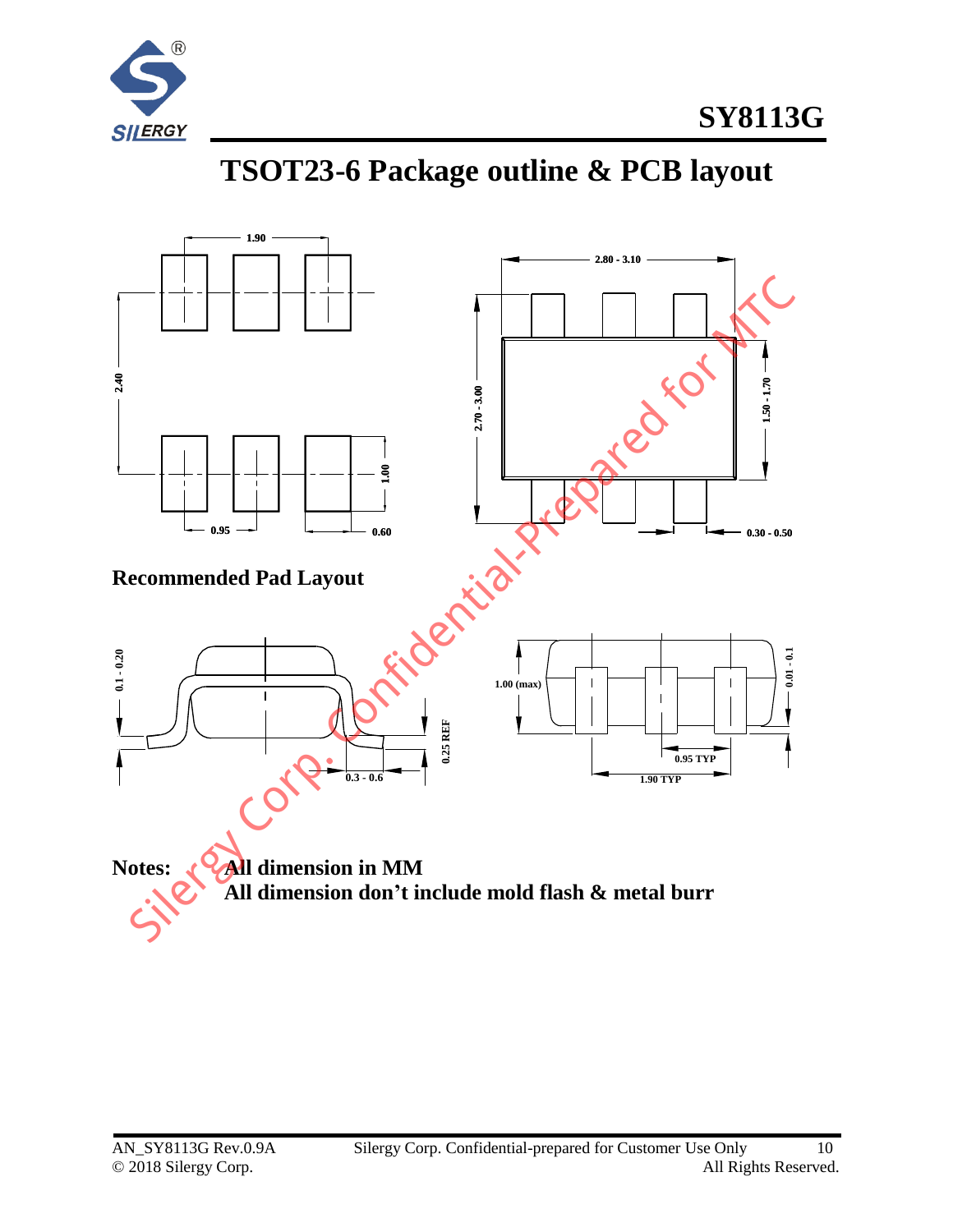# TSOT23-6 Package outline & PCB layout

1.90

2.40

0.95

0.60

1.00

2.80 - 3.10

2.70 - 3.00

1.50 - 1.70

0.30 - 0.50

**Recommended Pad Layout**

0.1 - 0.20

0.25 REF

0.3 - 0.6

1.00 (max)

0.01 - 0.1

0.95 TYP

1.90 TYP

**Notes: All dimension in MM**
**All dimension don't include mold flash & metal burr**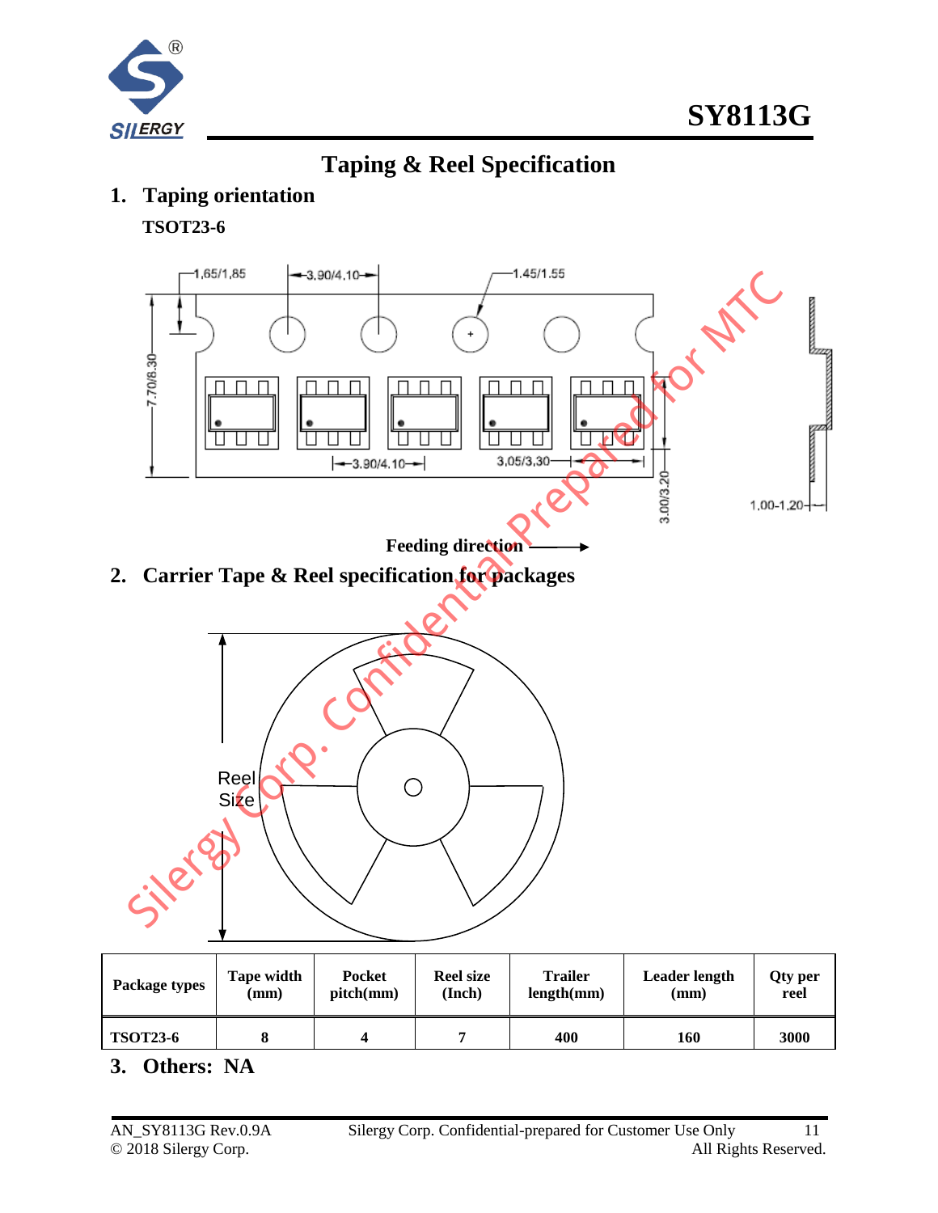# Taping & Reel Specification

## 1. Taping orientation

**TSOT23-6**

1,65/1,85
3,90/4,10
1.45/1.55
7.70/8.30
3.90/4.10
3,05/3,30
3.00/3.20
1,00-1,20

**Feeding direction**

## 2. Carrier Tape & Reel specification for packages

Reel Size

| Package types | Tape width (mm) | Pocket pitch(mm) | Reel size (Inch) | Trailer length(mm) | Leader length (mm) | Qty per reel |
|---|---|---|---|---|---|---|
| TSOT23-6 | 8 | 4 | 7 | 400 | 160 | 3000 |

## 3. Others: NA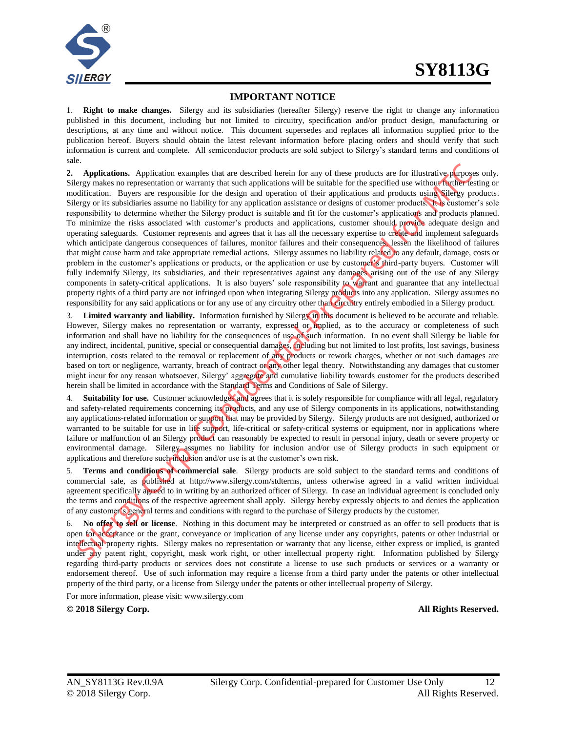## IMPORTANT NOTICE

1. **Right to make changes.** Silergy and its subsidiaries (hereafter Silergy) reserve the right to change any information published in this document, including but not limited to circuitry, specification and/or product design, manufacturing or descriptions, at any time and without notice. This document supersedes and replaces all information supplied prior to the publication hereof. Buyers should obtain the latest relevant information before placing orders and should verify that such information is current and complete. All semiconductor products are sold subject to Silergy's standard terms and conditions of sale.

2. **Applications.** Application examples that are described herein for any of these products are for illustrative purposes only. Silergy makes no representation or warranty that such applications will be suitable for the specified use without further testing or modification. Buyers are responsible for the design and operation of their applications and products using Silergy products. Silergy or its subsidiaries assume no liability for any application assistance or designs of customer products. It is customer's sole responsibility to determine whether the Silergy product is suitable and fit for the customer's applications and products planned. To minimize the risks associated with customer's products and applications, customer should provide adequate design and operating safeguards. Customer represents and agrees that it has all the necessary expertise to create and implement safeguards which anticipate dangerous consequences of failures, monitor failures and their consequences, lessen the likelihood of failures that might cause harm and take appropriate remedial actions. Silergy assumes no liability related to any default, damage, costs or problem in the customer's applications or products, or the application or use by customer's third-party buyers. Customer will fully indemnify Silergy, its subsidiaries, and their representatives against any damages arising out of the use of any Silergy components in safety-critical applications. It is also buyers' sole responsibility to warrant and guarantee that any intellectual property rights of a third party are not infringed upon when integrating Silergy products into any application. Silergy assumes no responsibility for any said applications or for any use of any circuitry other than circuitry entirely embodied in a Silergy product.

3. **Limited warranty and liability.** Information furnished by Silergy in this document is believed to be accurate and reliable. However, Silergy makes no representation or warranty, expressed or implied, as to the accuracy or completeness of such information and shall have no liability for the consequences of use of such information. In no event shall Silergy be liable for any indirect, incidental, punitive, special or consequential damages, including but not limited to lost profits, lost savings, business interruption, costs related to the removal or replacement of any products or rework charges, whether or not such damages are based on tort or negligence, warranty, breach of contract or any other legal theory. Notwithstanding any damages that customer might incur for any reason whatsoever, Silergy' aggregate and cumulative liability towards customer for the products described herein shall be limited in accordance with the Standard Terms and Conditions of Sale of Silergy.

4. **Suitability for use.** Customer acknowledges and agrees that it is solely responsible for compliance with all legal, regulatory and safety-related requirements concerning its products, and any use of Silergy components in its applications, notwithstanding any applications-related information or support that may be provided by Silergy. Silergy products are not designed, authorized or warranted to be suitable for use in life support, life-critical or safety-critical systems or equipment, nor in applications where failure or malfunction of an Silergy product can reasonably be expected to result in personal injury, death or severe property or environmental damage. Silergy assumes no liability for inclusion and/or use of Silergy products in such equipment or applications and therefore such inclusion and/or use is at the customer's own risk.

5. **Terms and conditions of commercial sale**. Silergy products are sold subject to the standard terms and conditions of commercial sale, as published at http://www.silergy.com/stdterms, unless otherwise agreed in a valid written individual agreement specifically agreed to in writing by an authorized officer of Silergy. In case an individual agreement is concluded only the terms and conditions of the respective agreement shall apply. Silergy hereby expressly objects to and denies the application of any customer's general terms and conditions with regard to the purchase of Silergy products by the customer.

6. **No offer to sell or license**. Nothing in this document may be interpreted or construed as an offer to sell products that is open for acceptance or the grant, conveyance or implication of any license under any copyrights, patents or other industrial or intellectual property rights. Silergy makes no representation or warranty that any license, either express or implied, is granted under any patent right, copyright, mask work right, or other intellectual property right. Information published by Silergy regarding third-party products or services does not constitute a license to use such products or services or a warranty or endorsement thereof. Use of such information may require a license from a third party under the patents or other intellectual property of the third party, or a license from Silergy under the patents or other intellectual property of Silergy.

For more information, please visit: www.silergy.com

**© 2018 Silergy Corp.** **All Rights Reserved.**